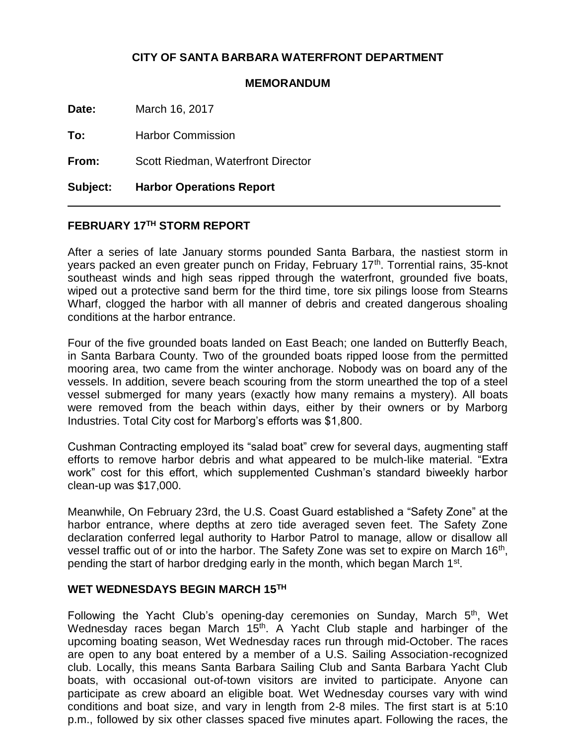**CITY OF SANTA BARBARA WATERFRONT DEPARTMENT**

**MEMORANDUM**

**Date:** March 16, 2017

**To:** Harbor Commission

**From:** Scott Riedman, Waterfront Director

**Subject:** **Harbor Operations Report**

---

## FEBRUARY 17TH STORM REPORT

After a series of late January storms pounded Santa Barbara, the nastiest storm in years packed an even greater punch on Friday, February 17th. Torrential rains, 35-knot southeast winds and high seas ripped through the waterfront, grounded five boats, wiped out a protective sand berm for the third time, tore six pilings loose from Stearns Wharf, clogged the harbor with all manner of debris and created dangerous shoaling conditions at the harbor entrance.

Four of the five grounded boats landed on East Beach; one landed on Butterfly Beach, in Santa Barbara County. Two of the grounded boats ripped loose from the permitted mooring area, two came from the winter anchorage. Nobody was on board any of the vessels. In addition, severe beach scouring from the storm unearthed the top of a steel vessel submerged for many years (exactly how many remains a mystery). All boats were removed from the beach within days, either by their owners or by Marborg Industries. Total City cost for Marborg's efforts was $1,800.

Cushman Contracting employed its "salad boat" crew for several days, augmenting staff efforts to remove harbor debris and what appeared to be mulch-like material. "Extra work" cost for this effort, which supplemented Cushman's standard biweekly harbor clean-up was $17,000.

Meanwhile, On February 23rd, the U.S. Coast Guard established a "Safety Zone" at the harbor entrance, where depths at zero tide averaged seven feet. The Safety Zone declaration conferred legal authority to Harbor Patrol to manage, allow or disallow all vessel traffic out of or into the harbor. The Safety Zone was set to expire on March 16th, pending the start of harbor dredging early in the month, which began March 1st.

## WET WEDNESDAYS BEGIN MARCH 15TH

Following the Yacht Club's opening-day ceremonies on Sunday, March 5th, Wet Wednesday races began March 15th. A Yacht Club staple and harbinger of the upcoming boating season, Wet Wednesday races run through mid-October. The races are open to any boat entered by a member of a U.S. Sailing Association-recognized club. Locally, this means Santa Barbara Sailing Club and Santa Barbara Yacht Club boats, with occasional out-of-town visitors are invited to participate. Anyone can participate as crew aboard an eligible boat. Wet Wednesday courses vary with wind conditions and boat size, and vary in length from 2-8 miles. The first start is at 5:10 p.m., followed by six other classes spaced five minutes apart. Following the races, the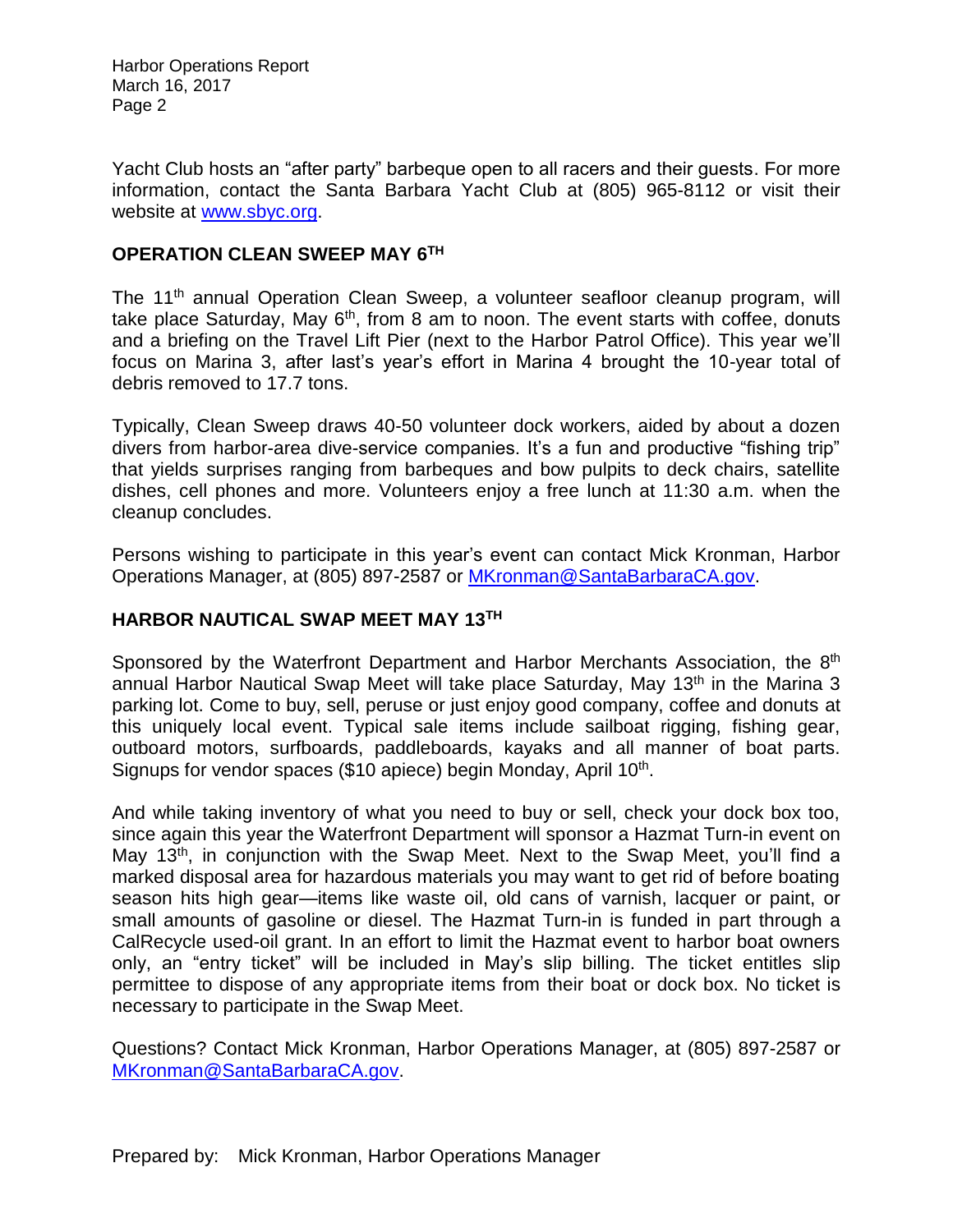Yacht Club hosts an "after party" barbeque open to all racers and their guests. For more information, contact the Santa Barbara Yacht Club at (805) 965-8112 or visit their website at [www.sbyc.org](http://www.sbyc.org).

## OPERATION CLEAN SWEEP MAY 6TH

The 11th annual Operation Clean Sweep, a volunteer seafloor cleanup program, will take place Saturday, May 6th, from 8 am to noon. The event starts with coffee, donuts and a briefing on the Travel Lift Pier (next to the Harbor Patrol Office). This year we'll focus on Marina 3, after last's year's effort in Marina 4 brought the 10-year total of debris removed to 17.7 tons.

Typically, Clean Sweep draws 40-50 volunteer dock workers, aided by about a dozen divers from harbor-area dive-service companies. It's a fun and productive "fishing trip" that yields surprises ranging from barbeques and bow pulpits to deck chairs, satellite dishes, cell phones and more. Volunteers enjoy a free lunch at 11:30 a.m. when the cleanup concludes.

Persons wishing to participate in this year's event can contact Mick Kronman, Harbor Operations Manager, at (805) 897-2587 or [MKronman@SantaBarbaraCA.gov](mailto:MKronman@SantaBarbaraCA.gov).

## HARBOR NAUTICAL SWAP MEET MAY 13TH

Sponsored by the Waterfront Department and Harbor Merchants Association, the 8th annual Harbor Nautical Swap Meet will take place Saturday, May 13th in the Marina 3 parking lot. Come to buy, sell, peruse or just enjoy good company, coffee and donuts at this uniquely local event. Typical sale items include sailboat rigging, fishing gear, outboard motors, surfboards, paddleboards, kayaks and all manner of boat parts. Signups for vendor spaces ($10 apiece) begin Monday, April 10th.

And while taking inventory of what you need to buy or sell, check your dock box too, since again this year the Waterfront Department will sponsor a Hazmat Turn-in event on May 13th, in conjunction with the Swap Meet. Next to the Swap Meet, you'll find a marked disposal area for hazardous materials you may want to get rid of before boating season hits high gear—items like waste oil, old cans of varnish, lacquer or paint, or small amounts of gasoline or diesel. The Hazmat Turn-in is funded in part through a CalRecycle used-oil grant. In an effort to limit the Hazmat event to harbor boat owners only, an "entry ticket" will be included in May's slip billing. The ticket entitles slip permittee to dispose of any appropriate items from their boat or dock box. No ticket is necessary to participate in the Swap Meet.

Questions? Contact Mick Kronman, Harbor Operations Manager, at (805) 897-2587 or [MKronman@SantaBarbaraCA.gov](mailto:MKronman@SantaBarbaraCA.gov).

Prepared by: Mick Kronman, Harbor Operations Manager